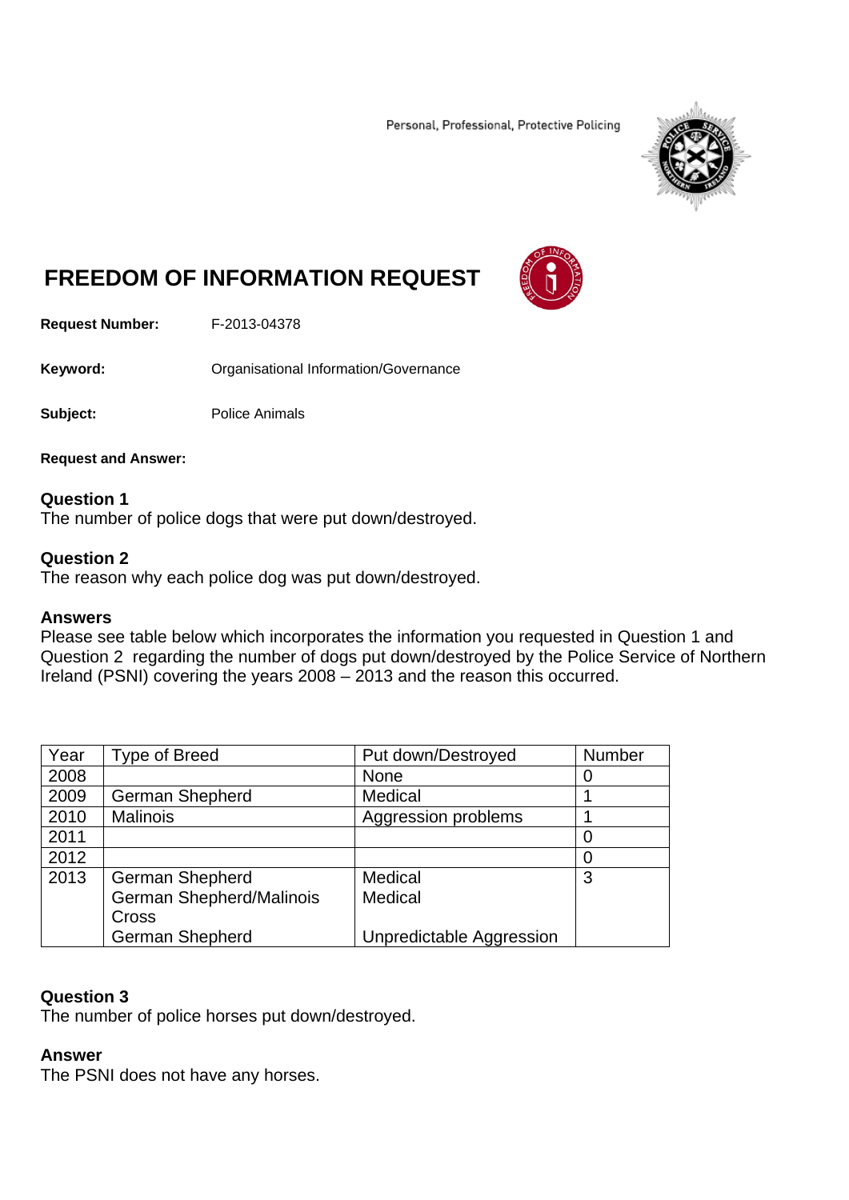Personal, Professional, Protective Policing

# FREEDOM OF INFORMATION REQUEST

**Request Number:** F-2013-04378

**Keyword:** Organisational Information/Governance

**Subject:** Police Animals

**Request and Answer:**

**Question 1**
The number of police dogs that were put down/destroyed.

**Question 2**
The reason why each police dog was put down/destroyed.

**Answers**
Please see table below which incorporates the information you requested in Question 1 and Question 2 regarding the number of dogs put down/destroyed by the Police Service of Northern Ireland (PSNI) covering the years 2008 – 2013 and the reason this occurred.

| Year | Type of Breed | Put down/Destroyed | Number |
|---|---|---|---|
| 2008 | | None | 0 |
| 2009 | German Shepherd | Medical | 1 |
| 2010 | Malinois | Aggression problems | 1 |
| 2011 | | | 0 |
| 2012 | | | 0 |
| 2013 | German Shepherd<br>German Shepherd/Malinois Cross<br>German Shepherd | Medical<br>Medical<br>Unpredictable Aggression | 3 |

**Question 3**
The number of police horses put down/destroyed.

**Answer**
The PSNI does not have any horses.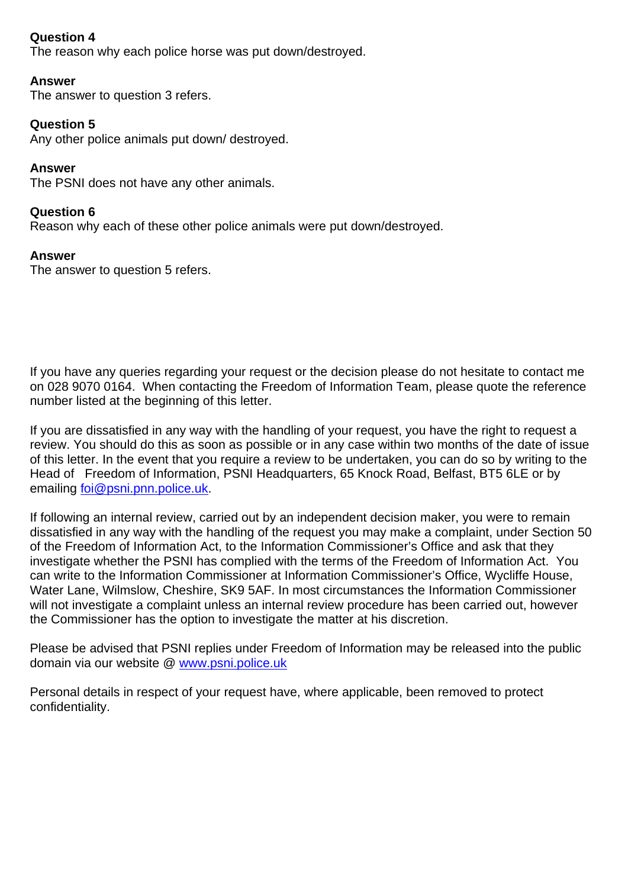**Question 4**
The reason why each police horse was put down/destroyed.

**Answer**
The answer to question 3 refers.

**Question 5**
Any other police animals put down/ destroyed.

**Answer**
The PSNI does not have any other animals.

**Question 6**
Reason why each of these other police animals were put down/destroyed.

**Answer**
The answer to question 5 refers.

If you have any queries regarding your request or the decision please do not hesitate to contact me on 028 9070 0164. When contacting the Freedom of Information Team, please quote the reference number listed at the beginning of this letter.

If you are dissatisfied in any way with the handling of your request, you have the right to request a review. You should do this as soon as possible or in any case within two months of the date of issue of this letter. In the event that you require a review to be undertaken, you can do so by writing to the Head of Freedom of Information, PSNI Headquarters, 65 Knock Road, Belfast, BT5 6LE or by emailing foi@psni.pnn.police.uk.

If following an internal review, carried out by an independent decision maker, you were to remain dissatisfied in any way with the handling of the request you may make a complaint, under Section 50 of the Freedom of Information Act, to the Information Commissioner's Office and ask that they investigate whether the PSNI has complied with the terms of the Freedom of Information Act. You can write to the Information Commissioner at Information Commissioner's Office, Wycliffe House, Water Lane, Wilmslow, Cheshire, SK9 5AF. In most circumstances the Information Commissioner will not investigate a complaint unless an internal review procedure has been carried out, however the Commissioner has the option to investigate the matter at his discretion.

Please be advised that PSNI replies under Freedom of Information may be released into the public domain via our website @ www.psni.police.uk

Personal details in respect of your request have, where applicable, been removed to protect confidentiality.